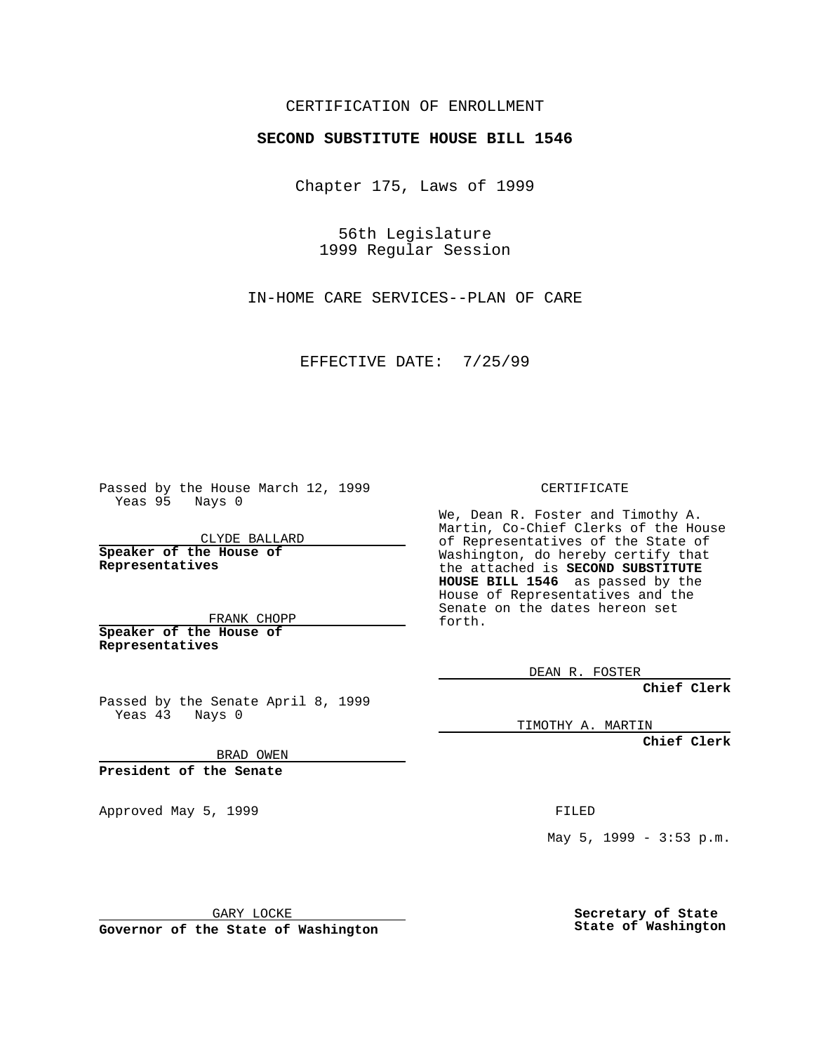CERTIFICATION OF ENROLLMENT

**SECOND SUBSTITUTE HOUSE BILL 1546**

Chapter 175, Laws of 1999

56th Legislature
1999 Regular Session

IN-HOME CARE SERVICES--PLAN OF CARE

EFFECTIVE DATE: 7/25/99

Passed by the House March 12, 1999
Yeas 95 Nays 0

CLYDE BALLARD
**Speaker of the House of Representatives**

FRANK CHOPP
**Speaker of the House of Representatives**

Passed by the Senate April 8, 1999
Yeas 43 Nays 0

BRAD OWEN
**President of the Senate**

Approved May 5, 1999

GARY LOCKE
**Governor of the State of Washington**

CERTIFICATE

We, Dean R. Foster and Timothy A. Martin, Co-Chief Clerks of the House of Representatives of the State of Washington, do hereby certify that the attached is **SECOND SUBSTITUTE HOUSE BILL 1546** as passed by the House of Representatives and the Senate on the dates hereon set forth.

DEAN R. FOSTER
**Chief Clerk**

TIMOTHY A. MARTIN
**Chief Clerk**

FILED

May 5, 1999 - 3:53 p.m.

**Secretary of State**
**State of Washington**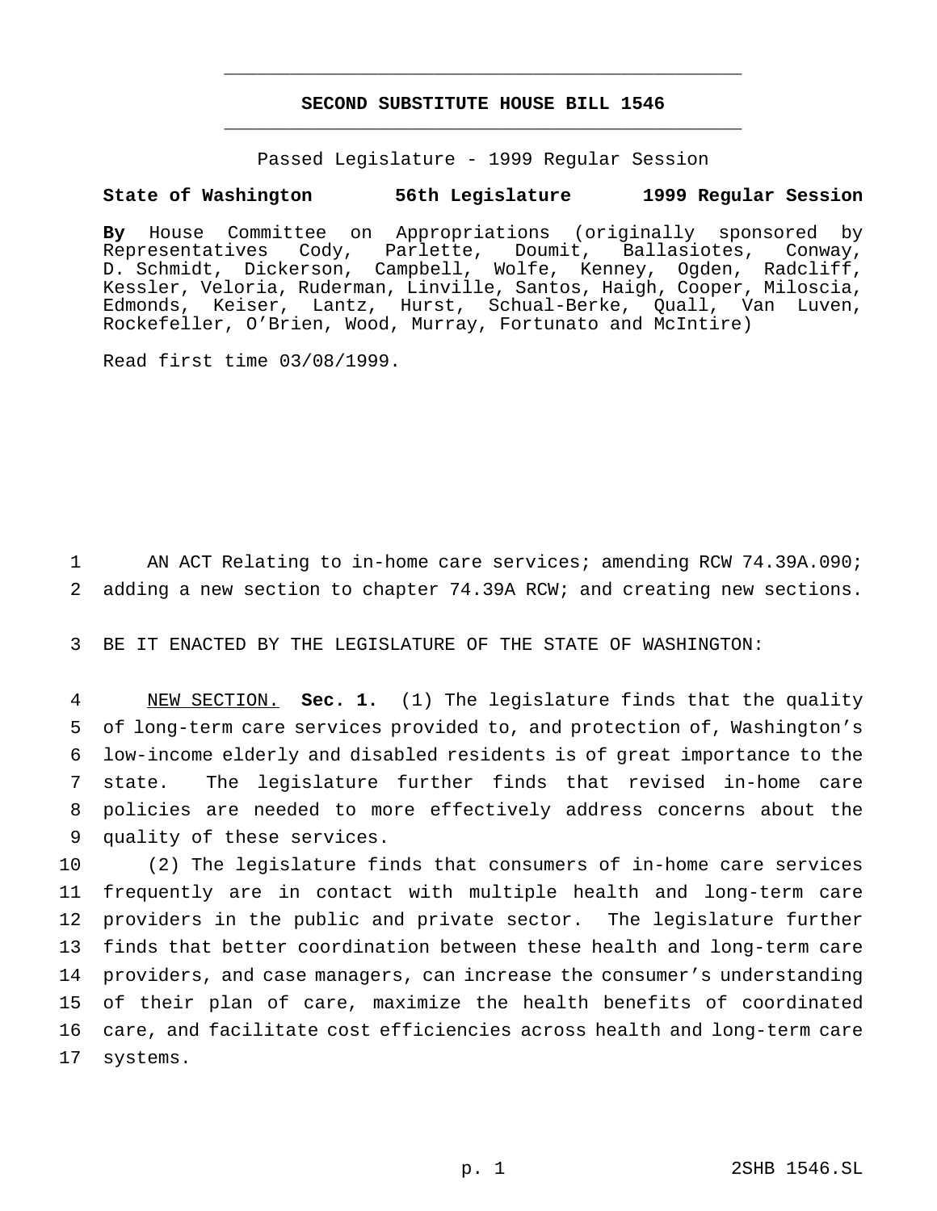# SECOND SUBSTITUTE HOUSE BILL 1546

Passed Legislature - 1999 Regular Session

**State of Washington 56th Legislature 1999 Regular Session**

**By** House Committee on Appropriations (originally sponsored by Representatives Cody, Parlette, Doumit, Ballasiotes, Conway, D. Schmidt, Dickerson, Campbell, Wolfe, Kenney, Ogden, Radcliff, Kessler, Veloria, Ruderman, Linville, Santos, Haigh, Cooper, Miloscia, Edmonds, Keiser, Lantz, Hurst, Schual-Berke, Quall, Van Luven, Rockefeller, O'Brien, Wood, Murray, Fortunato and McIntire)

Read first time 03/08/1999.

AN ACT Relating to in-home care services; amending RCW 74.39A.090; adding a new section to chapter 74.39A RCW; and creating new sections.

BE IT ENACTED BY THE LEGISLATURE OF THE STATE OF WASHINGTON:

NEW SECTION. **Sec. 1.** (1) The legislature finds that the quality of long-term care services provided to, and protection of, Washington's low-income elderly and disabled residents is of great importance to the state. The legislature further finds that revised in-home care policies are needed to more effectively address concerns about the quality of these services.

(2) The legislature finds that consumers of in-home care services frequently are in contact with multiple health and long-term care providers in the public and private sector. The legislature further finds that better coordination between these health and long-term care providers, and case managers, can increase the consumer's understanding of their plan of care, maximize the health benefits of coordinated care, and facilitate cost efficiencies across health and long-term care systems.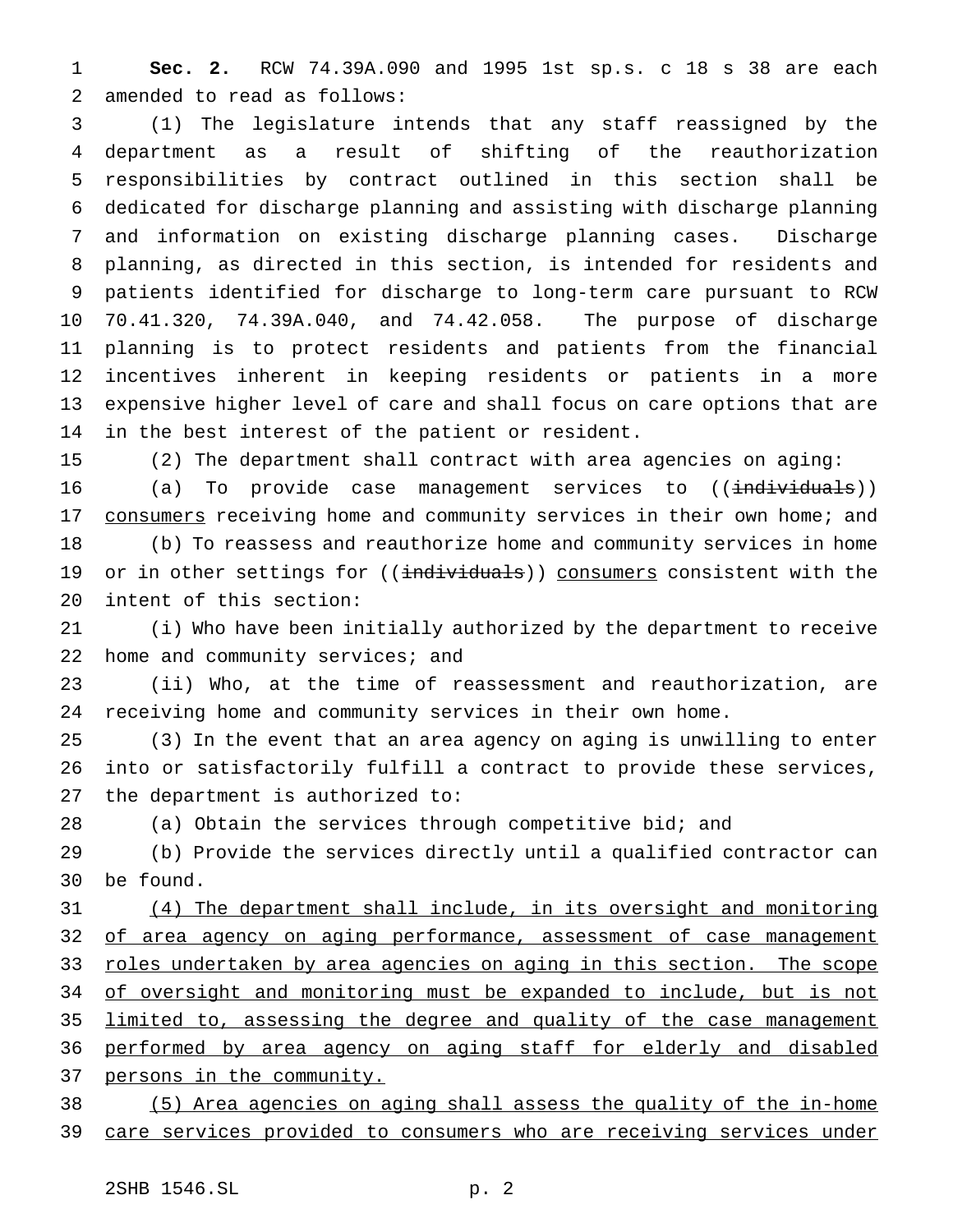**Sec. 2.** RCW 74.39A.090 and 1995 1st sp.s. c 18 s 38 are each amended to read as follows:

(1) The legislature intends that any staff reassigned by the department as a result of shifting of the reauthorization responsibilities by contract outlined in this section shall be dedicated for discharge planning and assisting with discharge planning and information on existing discharge planning cases. Discharge planning, as directed in this section, is intended for residents and patients identified for discharge to long-term care pursuant to RCW 70.41.320, 74.39A.040, and 74.42.058. The purpose of discharge planning is to protect residents and patients from the financial incentives inherent in keeping residents or patients in a more expensive higher level of care and shall focus on care options that are in the best interest of the patient or resident.

(2) The department shall contract with area agencies on aging:

(a) To provide case management services to ((~~individuals~~)) <u>consumers</u> receiving home and community services in their own home; and

(b) To reassess and reauthorize home and community services in home or in other settings for ((~~individuals~~)) <u>consumers</u> consistent with the intent of this section:

(i) Who have been initially authorized by the department to receive home and community services; and

(ii) Who, at the time of reassessment and reauthorization, are receiving home and community services in their own home.

(3) In the event that an area agency on aging is unwilling to enter into or satisfactorily fulfill a contract to provide these services, the department is authorized to:

(a) Obtain the services through competitive bid; and

(b) Provide the services directly until a qualified contractor can be found.

<u>(4) The department shall include, in its oversight and monitoring of area agency on aging performance, assessment of case management roles undertaken by area agencies on aging in this section. The scope of oversight and monitoring must be expanded to include, but is not limited to, assessing the degree and quality of the case management performed by area agency on aging staff for elderly and disabled persons in the community.</u>

<u>(5) Area agencies on aging shall assess the quality of the in-home care services provided to consumers who are receiving services under</u>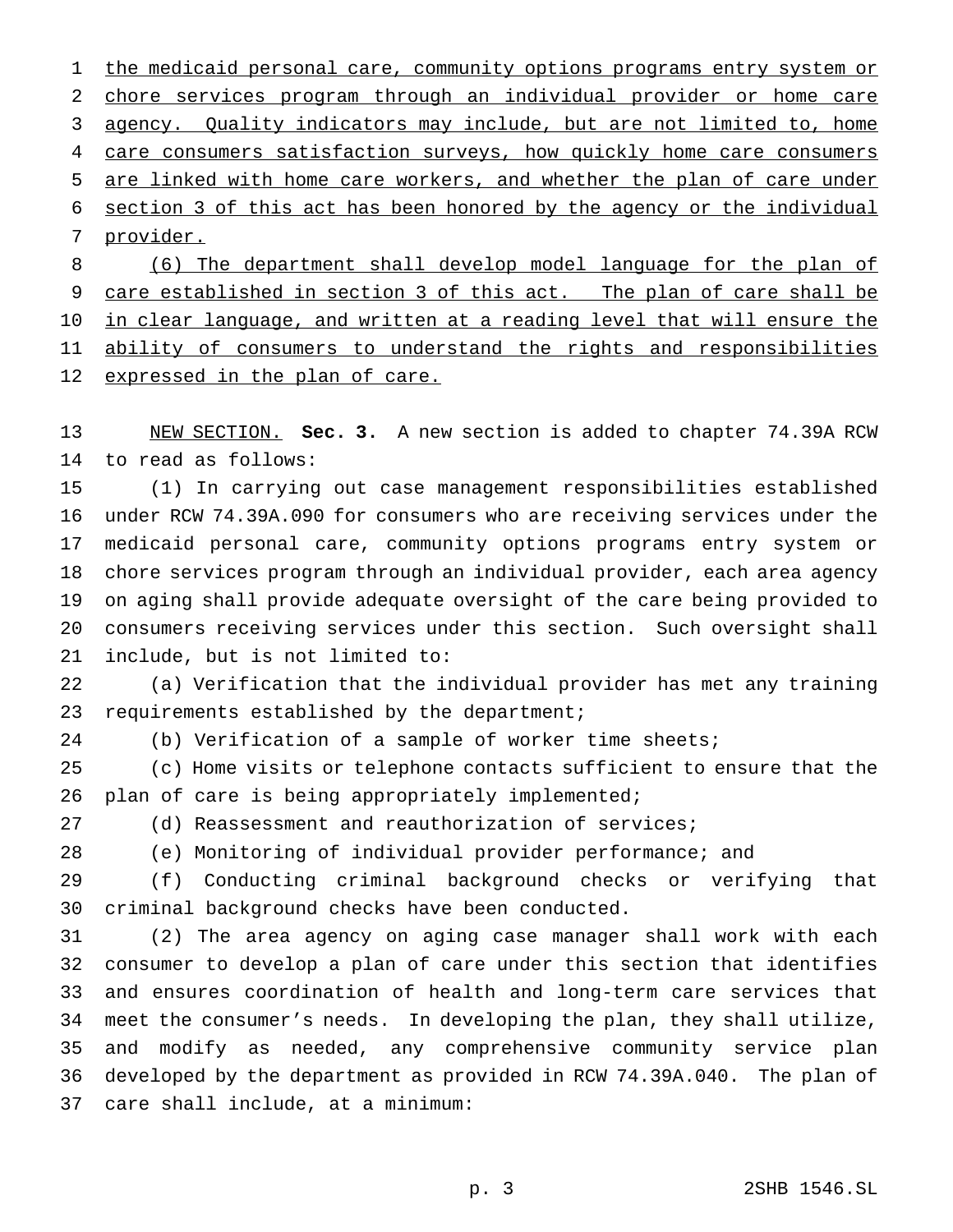the medicaid personal care, community options programs entry system or chore services program through an individual provider or home care agency. Quality indicators may include, but are not limited to, home care consumers satisfaction surveys, how quickly home care consumers are linked with home care workers, and whether the plan of care under section 3 of this act has been honored by the agency or the individual provider.

(6) The department shall develop model language for the plan of care established in section 3 of this act. The plan of care shall be in clear language, and written at a reading level that will ensure the ability of consumers to understand the rights and responsibilities expressed in the plan of care.

NEW SECTION. **Sec. 3.** A new section is added to chapter 74.39A RCW to read as follows:

(1) In carrying out case management responsibilities established under RCW 74.39A.090 for consumers who are receiving services under the medicaid personal care, community options programs entry system or chore services program through an individual provider, each area agency on aging shall provide adequate oversight of the care being provided to consumers receiving services under this section. Such oversight shall include, but is not limited to:

(a) Verification that the individual provider has met any training requirements established by the department;

(b) Verification of a sample of worker time sheets;

(c) Home visits or telephone contacts sufficient to ensure that the plan of care is being appropriately implemented;

(d) Reassessment and reauthorization of services;

(e) Monitoring of individual provider performance; and

(f) Conducting criminal background checks or verifying that criminal background checks have been conducted.

(2) The area agency on aging case manager shall work with each consumer to develop a plan of care under this section that identifies and ensures coordination of health and long-term care services that meet the consumer's needs. In developing the plan, they shall utilize, and modify as needed, any comprehensive community service plan developed by the department as provided in RCW 74.39A.040. The plan of care shall include, at a minimum: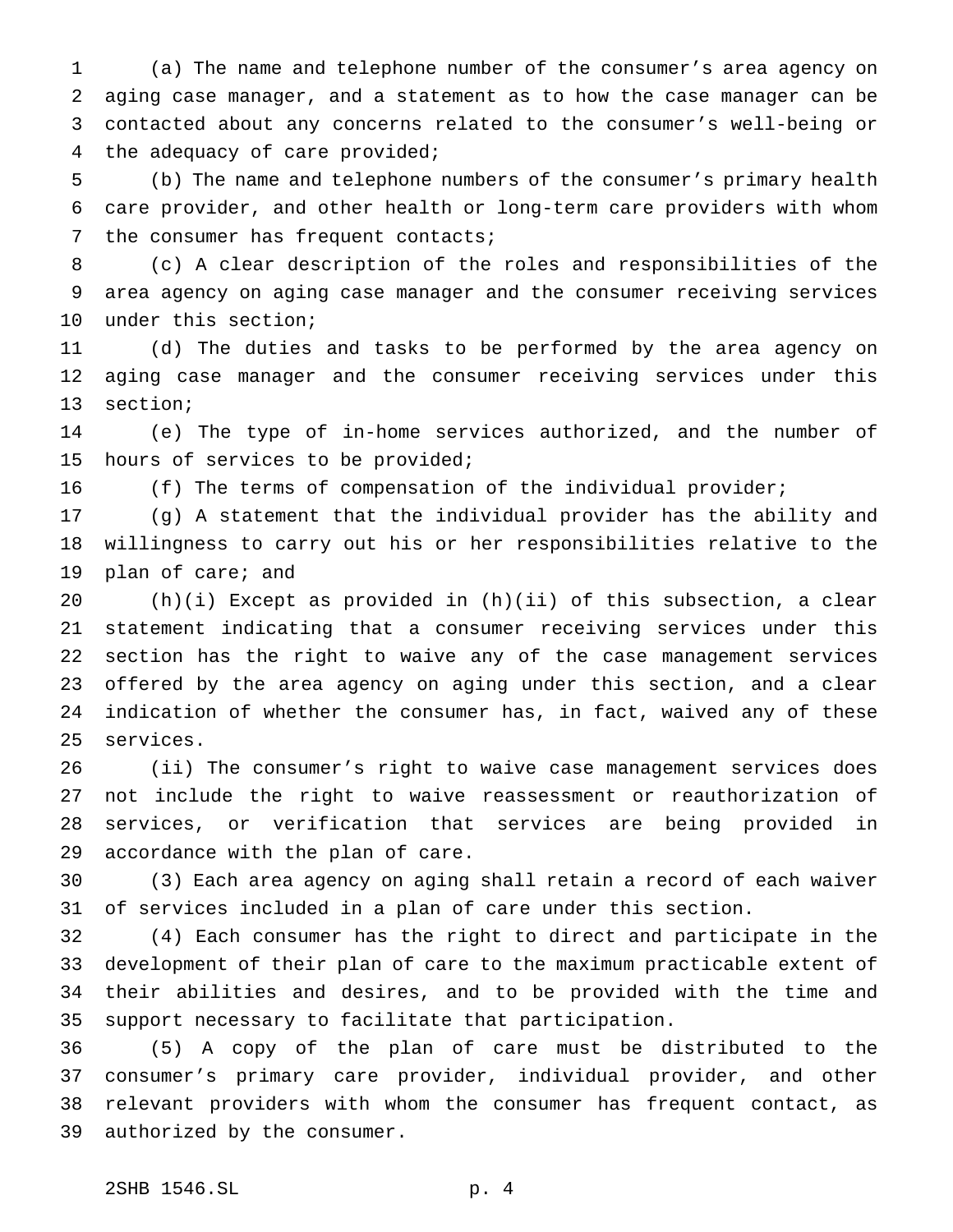(a) The name and telephone number of the consumer's area agency on aging case manager, and a statement as to how the case manager can be contacted about any concerns related to the consumer's well-being or the adequacy of care provided;

(b) The name and telephone numbers of the consumer's primary health care provider, and other health or long-term care providers with whom the consumer has frequent contacts;

(c) A clear description of the roles and responsibilities of the area agency on aging case manager and the consumer receiving services under this section;

(d) The duties and tasks to be performed by the area agency on aging case manager and the consumer receiving services under this section;

(e) The type of in-home services authorized, and the number of hours of services to be provided;

(f) The terms of compensation of the individual provider;

(g) A statement that the individual provider has the ability and willingness to carry out his or her responsibilities relative to the plan of care; and

(h)(i) Except as provided in (h)(ii) of this subsection, a clear statement indicating that a consumer receiving services under this section has the right to waive any of the case management services offered by the area agency on aging under this section, and a clear indication of whether the consumer has, in fact, waived any of these services.

(ii) The consumer's right to waive case management services does not include the right to waive reassessment or reauthorization of services, or verification that services are being provided in accordance with the plan of care.

(3) Each area agency on aging shall retain a record of each waiver of services included in a plan of care under this section.

(4) Each consumer has the right to direct and participate in the development of their plan of care to the maximum practicable extent of their abilities and desires, and to be provided with the time and support necessary to facilitate that participation.

(5) A copy of the plan of care must be distributed to the consumer's primary care provider, individual provider, and other relevant providers with whom the consumer has frequent contact, as authorized by the consumer.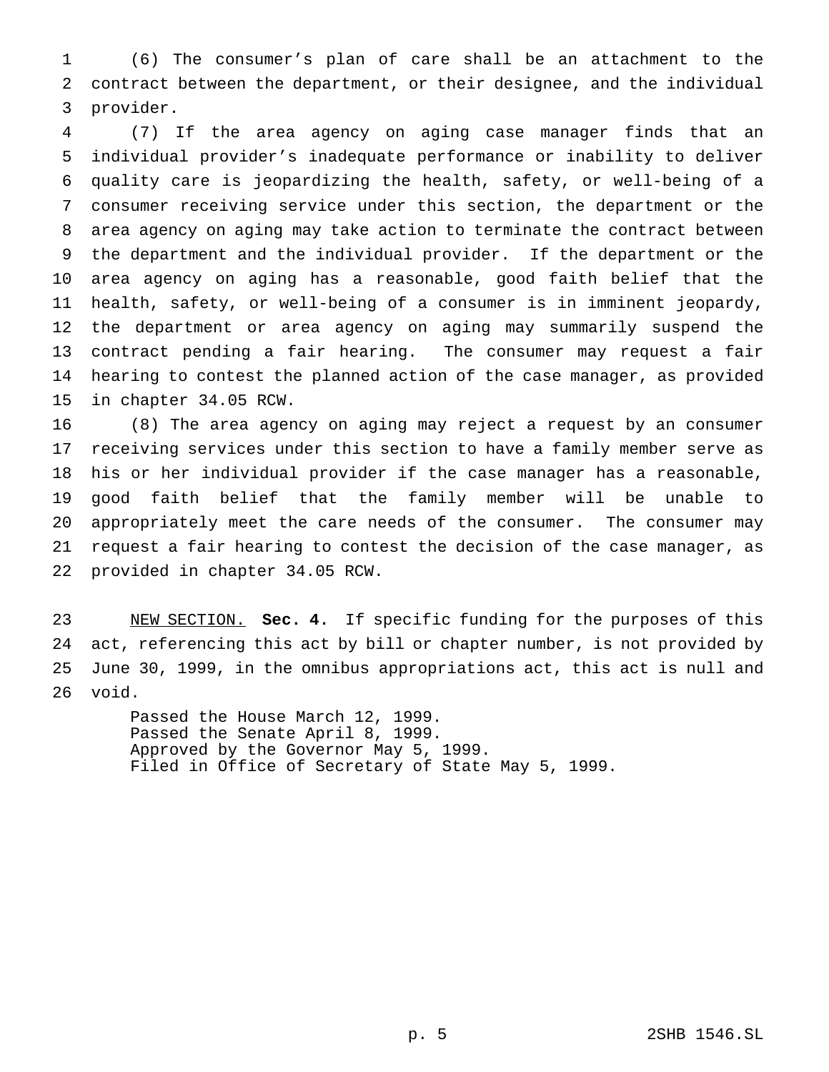(6) The consumer's plan of care shall be an attachment to the contract between the department, or their designee, and the individual provider.

(7) If the area agency on aging case manager finds that an individual provider's inadequate performance or inability to deliver quality care is jeopardizing the health, safety, or well-being of a consumer receiving service under this section, the department or the area agency on aging may take action to terminate the contract between the department and the individual provider. If the department or the area agency on aging has a reasonable, good faith belief that the health, safety, or well-being of a consumer is in imminent jeopardy, the department or area agency on aging may summarily suspend the contract pending a fair hearing. The consumer may request a fair hearing to contest the planned action of the case manager, as provided in chapter 34.05 RCW.

(8) The area agency on aging may reject a request by an consumer receiving services under this section to have a family member serve as his or her individual provider if the case manager has a reasonable, good faith belief that the family member will be unable to appropriately meet the care needs of the consumer. The consumer may request a fair hearing to contest the decision of the case manager, as provided in chapter 34.05 RCW.

NEW SECTION. **Sec. 4.** If specific funding for the purposes of this act, referencing this act by bill or chapter number, is not provided by June 30, 1999, in the omnibus appropriations act, this act is null and void.

Passed the House March 12, 1999.
Passed the Senate April 8, 1999.
Approved by the Governor May 5, 1999.
Filed in Office of Secretary of State May 5, 1999.